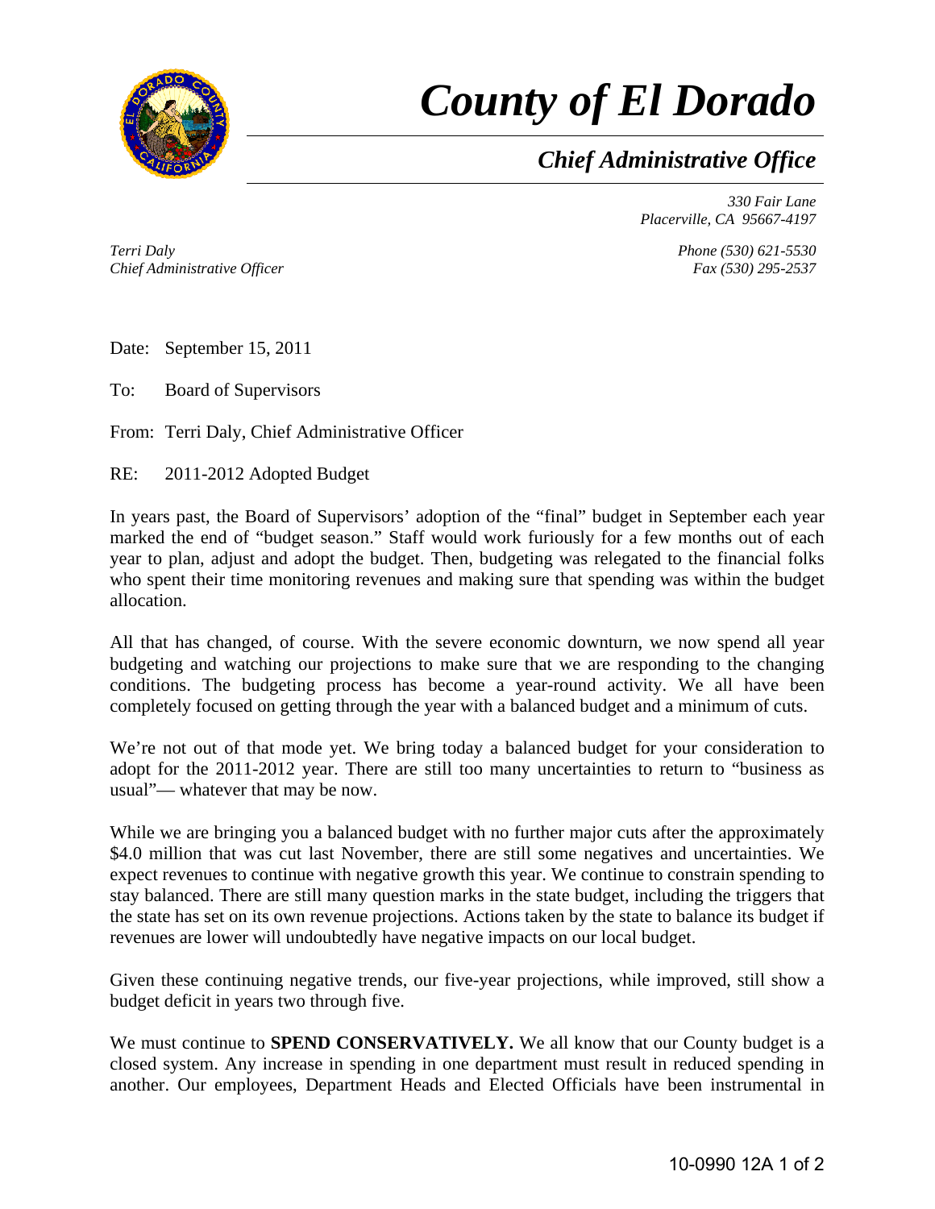# County of El Dorado

## Chief Administrative Office

*330 Fair Lane*
*Placerville, CA 95667-4197*

*Terri Daly*
*Chief Administrative Officer*

*Phone (530) 621-5530*
*Fax (530) 295-2537*

Date: September 15, 2011

To: Board of Supervisors

From: Terri Daly, Chief Administrative Officer

RE: 2011-2012 Adopted Budget

In years past, the Board of Supervisors' adoption of the "final" budget in September each year marked the end of "budget season." Staff would work furiously for a few months out of each year to plan, adjust and adopt the budget. Then, budgeting was relegated to the financial folks who spent their time monitoring revenues and making sure that spending was within the budget allocation.

All that has changed, of course. With the severe economic downturn, we now spend all year budgeting and watching our projections to make sure that we are responding to the changing conditions. The budgeting process has become a year-round activity. We all have been completely focused on getting through the year with a balanced budget and a minimum of cuts.

We're not out of that mode yet. We bring today a balanced budget for your consideration to adopt for the 2011-2012 year. There are still too many uncertainties to return to "business as usual"— whatever that may be now.

While we are bringing you a balanced budget with no further major cuts after the approximately $4.0 million that was cut last November, there are still some negatives and uncertainties. We expect revenues to continue with negative growth this year. We continue to constrain spending to stay balanced. There are still many question marks in the state budget, including the triggers that the state has set on its own revenue projections. Actions taken by the state to balance its budget if revenues are lower will undoubtedly have negative impacts on our local budget.

Given these continuing negative trends, our five-year projections, while improved, still show a budget deficit in years two through five.

We must continue to **SPEND CONSERVATIVELY.** We all know that our County budget is a closed system. Any increase in spending in one department must result in reduced spending in another. Our employees, Department Heads and Elected Officials have been instrumental in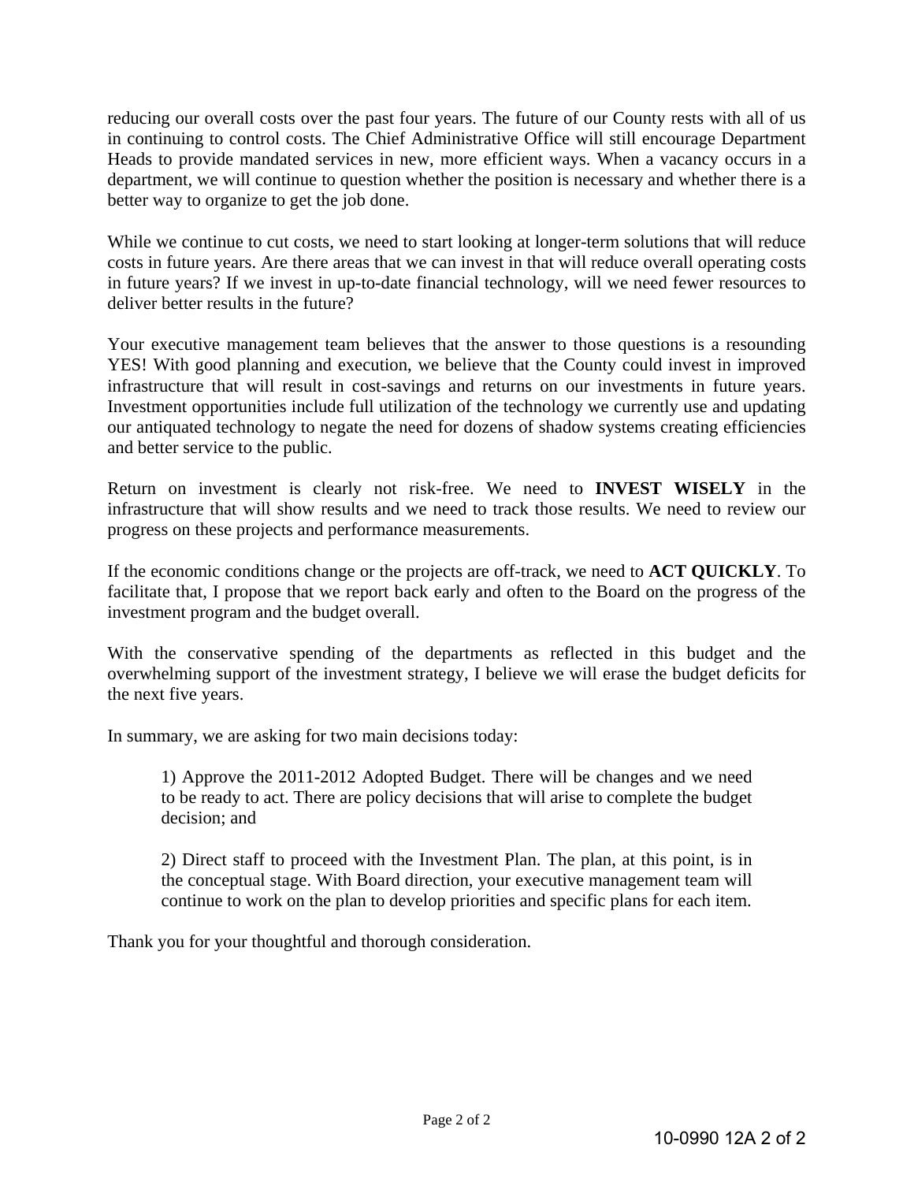reducing our overall costs over the past four years. The future of our County rests with all of us in continuing to control costs. The Chief Administrative Office will still encourage Department Heads to provide mandated services in new, more efficient ways. When a vacancy occurs in a department, we will continue to question whether the position is necessary and whether there is a better way to organize to get the job done.

While we continue to cut costs, we need to start looking at longer-term solutions that will reduce costs in future years. Are there areas that we can invest in that will reduce overall operating costs in future years? If we invest in up-to-date financial technology, will we need fewer resources to deliver better results in the future?

Your executive management team believes that the answer to those questions is a resounding YES! With good planning and execution, we believe that the County could invest in improved infrastructure that will result in cost-savings and returns on our investments in future years. Investment opportunities include full utilization of the technology we currently use and updating our antiquated technology to negate the need for dozens of shadow systems creating efficiencies and better service to the public.

Return on investment is clearly not risk-free. We need to **INVEST WISELY** in the infrastructure that will show results and we need to track those results. We need to review our progress on these projects and performance measurements.

If the economic conditions change or the projects are off-track, we need to **ACT QUICKLY**. To facilitate that, I propose that we report back early and often to the Board on the progress of the investment program and the budget overall.

With the conservative spending of the departments as reflected in this budget and the overwhelming support of the investment strategy, I believe we will erase the budget deficits for the next five years.

In summary, we are asking for two main decisions today:

> 1) Approve the 2011-2012 Adopted Budget. There will be changes and we need to be ready to act. There are policy decisions that will arise to complete the budget decision; and
>
> 2) Direct staff to proceed with the Investment Plan. The plan, at this point, is in the conceptual stage. With Board direction, your executive management team will continue to work on the plan to develop priorities and specific plans for each item.

Thank you for your thoughtful and thorough consideration.